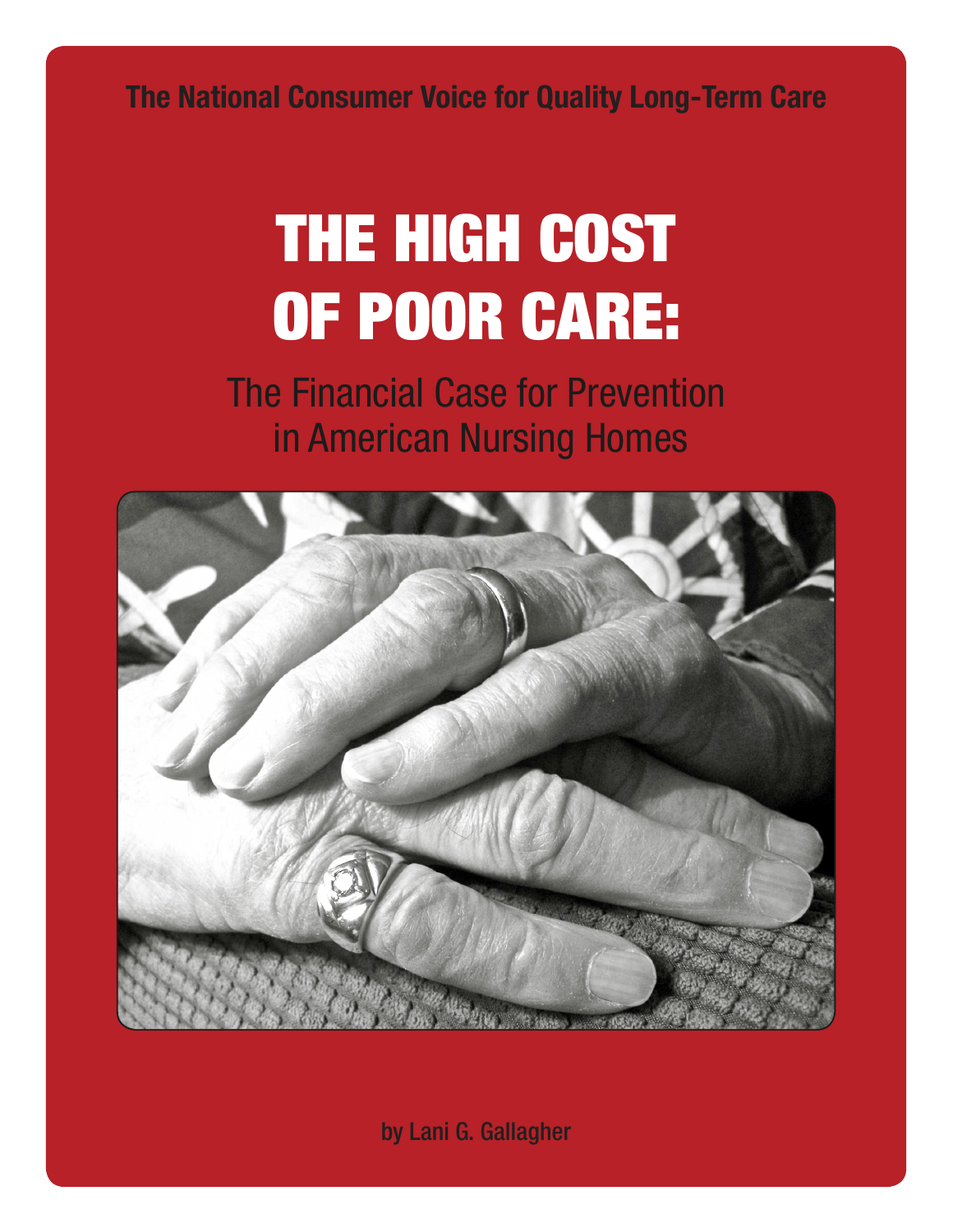The National Consumer Voice for Quality Long-Term Care

# THE HIGH COST OF POOR CARE:

## The Financial Case for Prevention in American Nursing Homes

by Lani G. Gallagher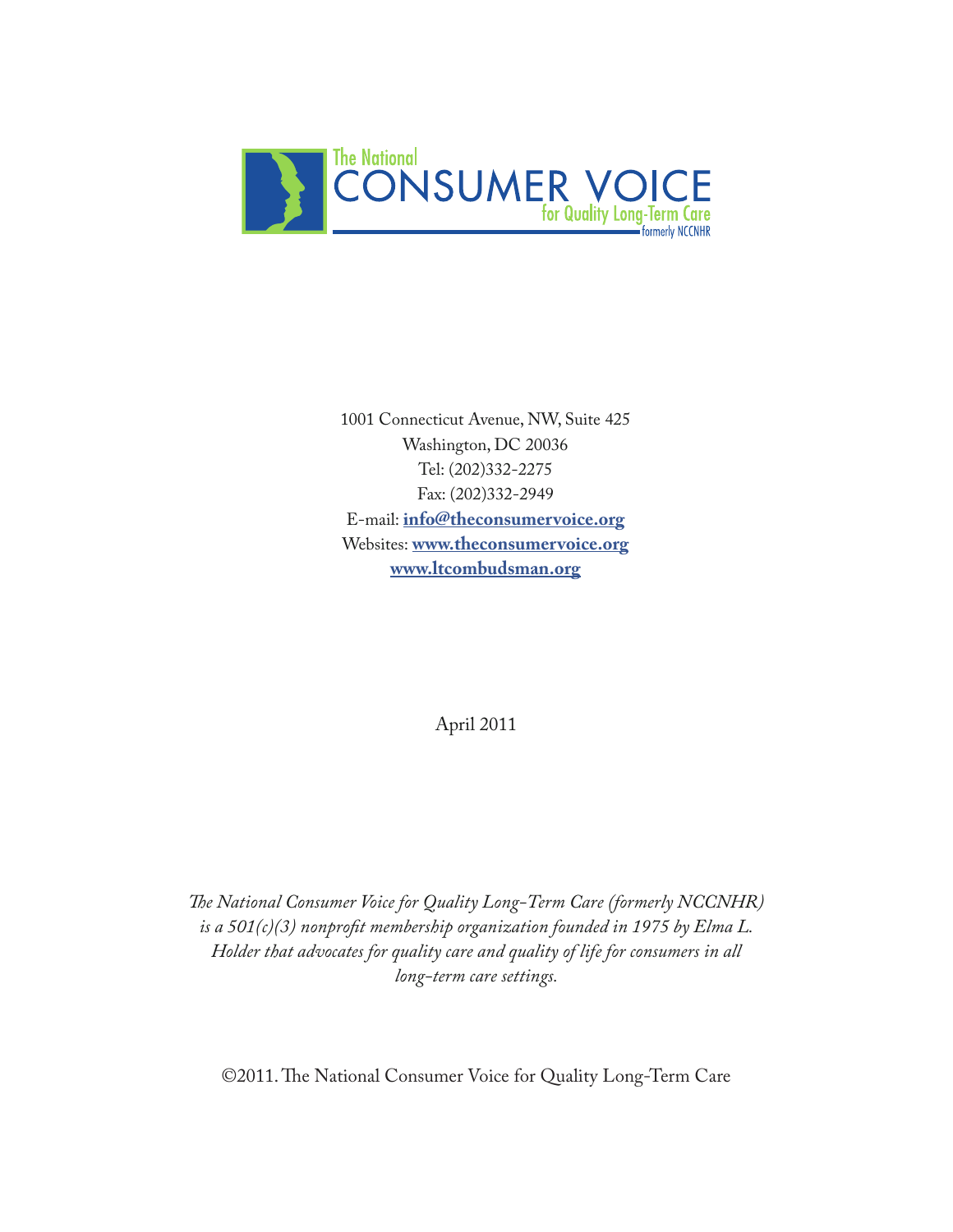The National
CONSUMER VOICE
for Quality Long-Term Care
formerly NCCNHR

1001 Connecticut Avenue, NW, Suite 425
Washington, DC 20036
Tel: (202)332-2275
Fax: (202)332-2949
E-mail: **info@theconsumervoice.org**
Websites: **www.theconsumervoice.org**
**www.ltcombudsman.org**

April 2011

*The National Consumer Voice for Quality Long-Term Care (formerly NCCNHR) is a 501(c)(3) nonprofit membership organization founded in 1975 by Elma L. Holder that advocates for quality care and quality of life for consumers in all long-term care settings.*

©2011. The National Consumer Voice for Quality Long-Term Care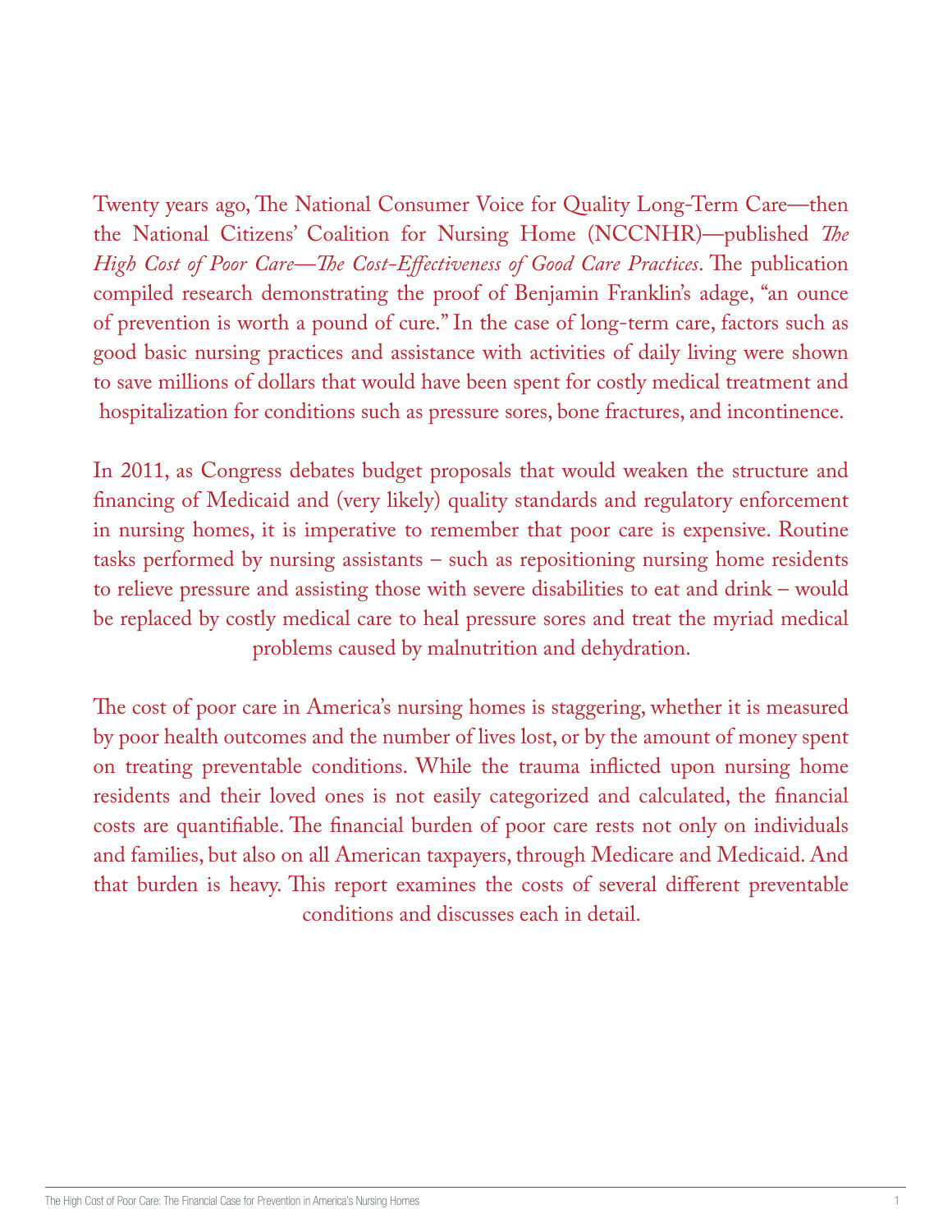Twenty years ago, The National Consumer Voice for Quality Long-Term Care—then the National Citizens' Coalition for Nursing Home (NCCNHR)—published *The High Cost of Poor Care—The Cost-Effectiveness of Good Care Practices*. The publication compiled research demonstrating the proof of Benjamin Franklin's adage, "an ounce of prevention is worth a pound of cure." In the case of long-term care, factors such as good basic nursing practices and assistance with activities of daily living were shown to save millions of dollars that would have been spent for costly medical treatment and hospitalization for conditions such as pressure sores, bone fractures, and incontinence.

In 2011, as Congress debates budget proposals that would weaken the structure and financing of Medicaid and (very likely) quality standards and regulatory enforcement in nursing homes, it is imperative to remember that poor care is expensive. Routine tasks performed by nursing assistants – such as repositioning nursing home residents to relieve pressure and assisting those with severe disabilities to eat and drink – would be replaced by costly medical care to heal pressure sores and treat the myriad medical problems caused by malnutrition and dehydration.

The cost of poor care in America's nursing homes is staggering, whether it is measured by poor health outcomes and the number of lives lost, or by the amount of money spent on treating preventable conditions. While the trauma inflicted upon nursing home residents and their loved ones is not easily categorized and calculated, the financial costs are quantifiable. The financial burden of poor care rests not only on individuals and families, but also on all American taxpayers, through Medicare and Medicaid. And that burden is heavy. This report examines the costs of several different preventable conditions and discusses each in detail.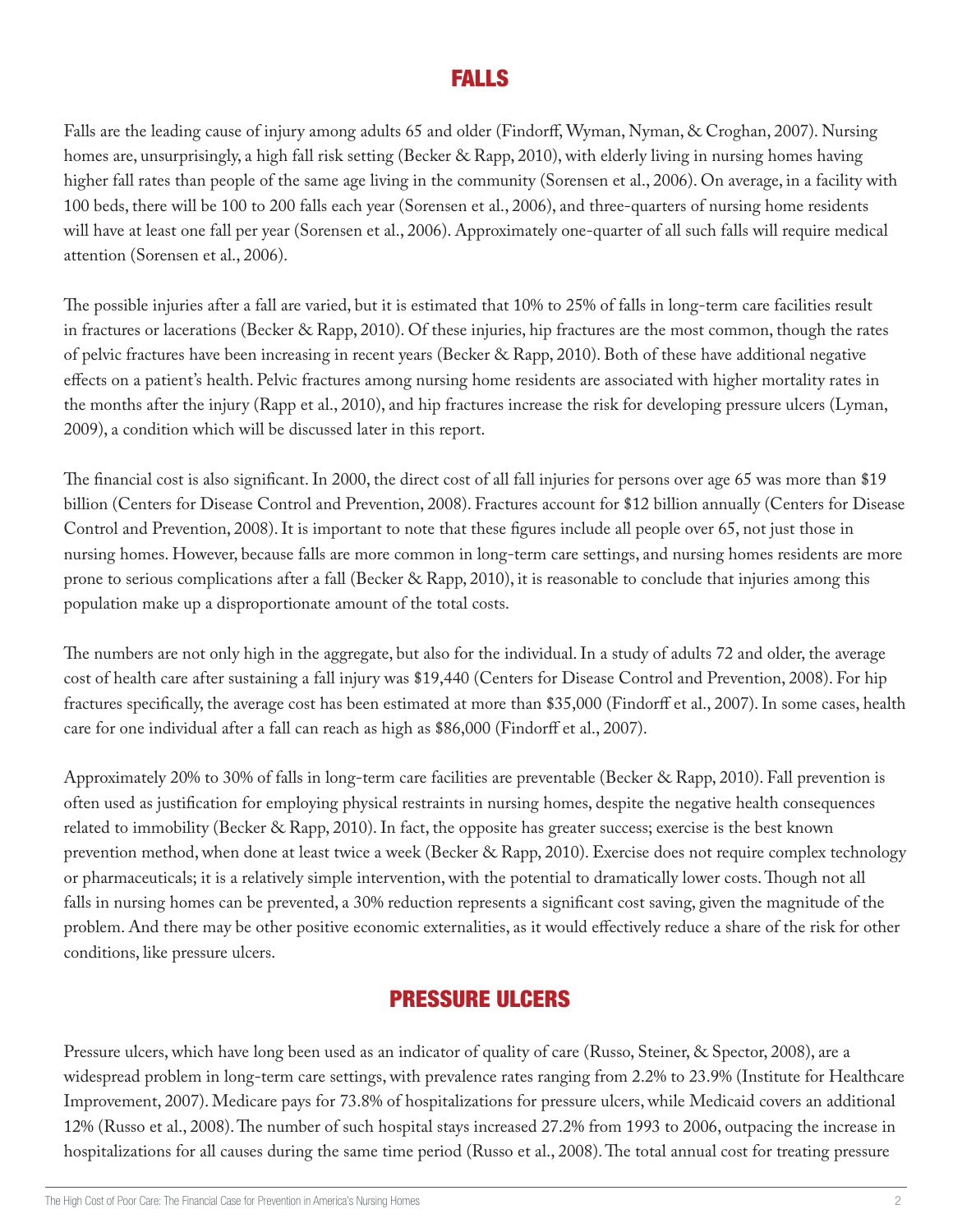## FALLS

Falls are the leading cause of injury among adults 65 and older (Findorff, Wyman, Nyman, & Croghan, 2007). Nursing homes are, unsurprisingly, a high fall risk setting (Becker & Rapp, 2010), with elderly living in nursing homes having higher fall rates than people of the same age living in the community (Sorensen et al., 2006). On average, in a facility with 100 beds, there will be 100 to 200 falls each year (Sorensen et al., 2006), and three-quarters of nursing home residents will have at least one fall per year (Sorensen et al., 2006). Approximately one-quarter of all such falls will require medical attention (Sorensen et al., 2006).

The possible injuries after a fall are varied, but it is estimated that 10% to 25% of falls in long-term care facilities result in fractures or lacerations (Becker & Rapp, 2010). Of these injuries, hip fractures are the most common, though the rates of pelvic fractures have been increasing in recent years (Becker & Rapp, 2010). Both of these have additional negative effects on a patient's health. Pelvic fractures among nursing home residents are associated with higher mortality rates in the months after the injury (Rapp et al., 2010), and hip fractures increase the risk for developing pressure ulcers (Lyman, 2009), a condition which will be discussed later in this report.

The financial cost is also significant. In 2000, the direct cost of all fall injuries for persons over age 65 was more than $19 billion (Centers for Disease Control and Prevention, 2008). Fractures account for $12 billion annually (Centers for Disease Control and Prevention, 2008). It is important to note that these figures include all people over 65, not just those in nursing homes. However, because falls are more common in long-term care settings, and nursing homes residents are more prone to serious complications after a fall (Becker & Rapp, 2010), it is reasonable to conclude that injuries among this population make up a disproportionate amount of the total costs.

The numbers are not only high in the aggregate, but also for the individual. In a study of adults 72 and older, the average cost of health care after sustaining a fall injury was $19,440 (Centers for Disease Control and Prevention, 2008). For hip fractures specifically, the average cost has been estimated at more than $35,000 (Findorff et al., 2007). In some cases, health care for one individual after a fall can reach as high as $86,000 (Findorff et al., 2007).

Approximately 20% to 30% of falls in long-term care facilities are preventable (Becker & Rapp, 2010). Fall prevention is often used as justification for employing physical restraints in nursing homes, despite the negative health consequences related to immobility (Becker & Rapp, 2010). In fact, the opposite has greater success; exercise is the best known prevention method, when done at least twice a week (Becker & Rapp, 2010). Exercise does not require complex technology or pharmaceuticals; it is a relatively simple intervention, with the potential to dramatically lower costs. Though not all falls in nursing homes can be prevented, a 30% reduction represents a significant cost saving, given the magnitude of the problem. And there may be other positive economic externalities, as it would effectively reduce a share of the risk for other conditions, like pressure ulcers.

## PRESSURE ULCERS

Pressure ulcers, which have long been used as an indicator of quality of care (Russo, Steiner, & Spector, 2008), are a widespread problem in long-term care settings, with prevalence rates ranging from 2.2% to 23.9% (Institute for Healthcare Improvement, 2007). Medicare pays for 73.8% of hospitalizations for pressure ulcers, while Medicaid covers an additional 12% (Russo et al., 2008). The number of such hospital stays increased 27.2% from 1993 to 2006, outpacing the increase in hospitalizations for all causes during the same time period (Russo et al., 2008). The total annual cost for treating pressure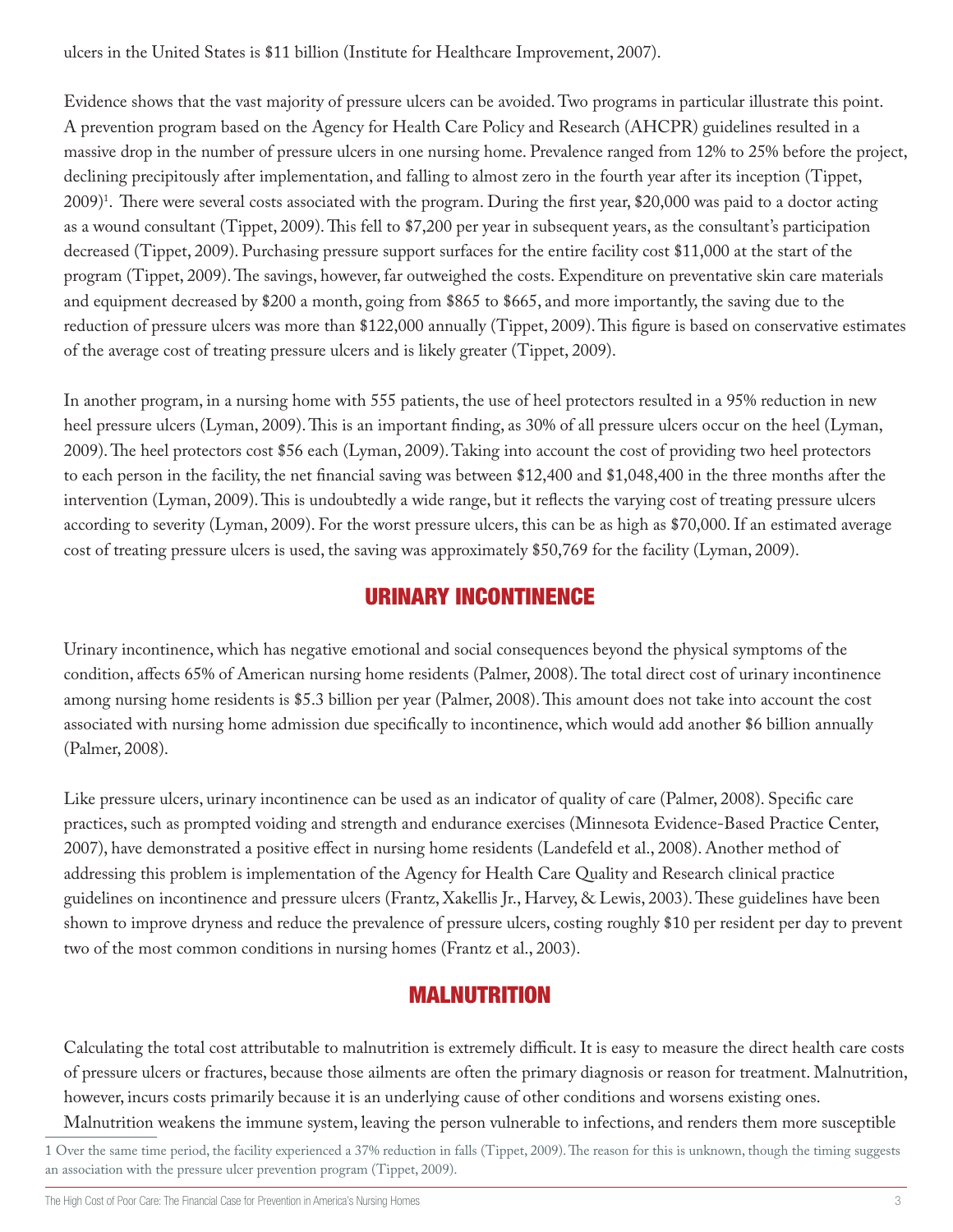ulcers in the United States is $11 billion (Institute for Healthcare Improvement, 2007).

Evidence shows that the vast majority of pressure ulcers can be avoided. Two programs in particular illustrate this point. A prevention program based on the Agency for Health Care Policy and Research (AHCPR) guidelines resulted in a massive drop in the number of pressure ulcers in one nursing home. Prevalence ranged from 12% to 25% before the project, declining precipitously after implementation, and falling to almost zero in the fourth year after its inception (Tippet, 2009)[1]. There were several costs associated with the program. During the first year, $20,000 was paid to a doctor acting as a wound consultant (Tippet, 2009). This fell to $7,200 per year in subsequent years, as the consultant's participation decreased (Tippet, 2009). Purchasing pressure support surfaces for the entire facility cost $11,000 at the start of the program (Tippet, 2009). The savings, however, far outweighed the costs. Expenditure on preventative skin care materials and equipment decreased by $200 a month, going from $865 to $665, and more importantly, the saving due to the reduction of pressure ulcers was more than $122,000 annually (Tippet, 2009). This figure is based on conservative estimates of the average cost of treating pressure ulcers and is likely greater (Tippet, 2009).

In another program, in a nursing home with 555 patients, the use of heel protectors resulted in a 95% reduction in new heel pressure ulcers (Lyman, 2009). This is an important finding, as 30% of all pressure ulcers occur on the heel (Lyman, 2009). The heel protectors cost $56 each (Lyman, 2009). Taking into account the cost of providing two heel protectors to each person in the facility, the net financial saving was between $12,400 and $1,048,400 in the three months after the intervention (Lyman, 2009). This is undoubtedly a wide range, but it reflects the varying cost of treating pressure ulcers according to severity (Lyman, 2009). For the worst pressure ulcers, this can be as high as $70,000. If an estimated average cost of treating pressure ulcers is used, the saving was approximately $50,769 for the facility (Lyman, 2009).

## URINARY INCONTINENCE

Urinary incontinence, which has negative emotional and social consequences beyond the physical symptoms of the condition, affects 65% of American nursing home residents (Palmer, 2008). The total direct cost of urinary incontinence among nursing home residents is $5.3 billion per year (Palmer, 2008). This amount does not take into account the cost associated with nursing home admission due specifically to incontinence, which would add another $6 billion annually (Palmer, 2008).

Like pressure ulcers, urinary incontinence can be used as an indicator of quality of care (Palmer, 2008). Specific care practices, such as prompted voiding and strength and endurance exercises (Minnesota Evidence-Based Practice Center, 2007), have demonstrated a positive effect in nursing home residents (Landefeld et al., 2008). Another method of addressing this problem is implementation of the Agency for Health Care Quality and Research clinical practice guidelines on incontinence and pressure ulcers (Frantz, Xakellis Jr., Harvey, & Lewis, 2003). These guidelines have been shown to improve dryness and reduce the prevalence of pressure ulcers, costing roughly $10 per resident per day to prevent two of the most common conditions in nursing homes (Frantz et al., 2003).

## MALNUTRITION

Calculating the total cost attributable to malnutrition is extremely difficult. It is easy to measure the direct health care costs of pressure ulcers or fractures, because those ailments are often the primary diagnosis or reason for treatment. Malnutrition, however, incurs costs primarily because it is an underlying cause of other conditions and worsens existing ones. Malnutrition weakens the immune system, leaving the person vulnerable to infections, and renders them more susceptible

[1] Over the same time period, the facility experienced a 37% reduction in falls (Tippet, 2009). The reason for this is unknown, though the timing suggests an association with the pressure ulcer prevention program (Tippet, 2009).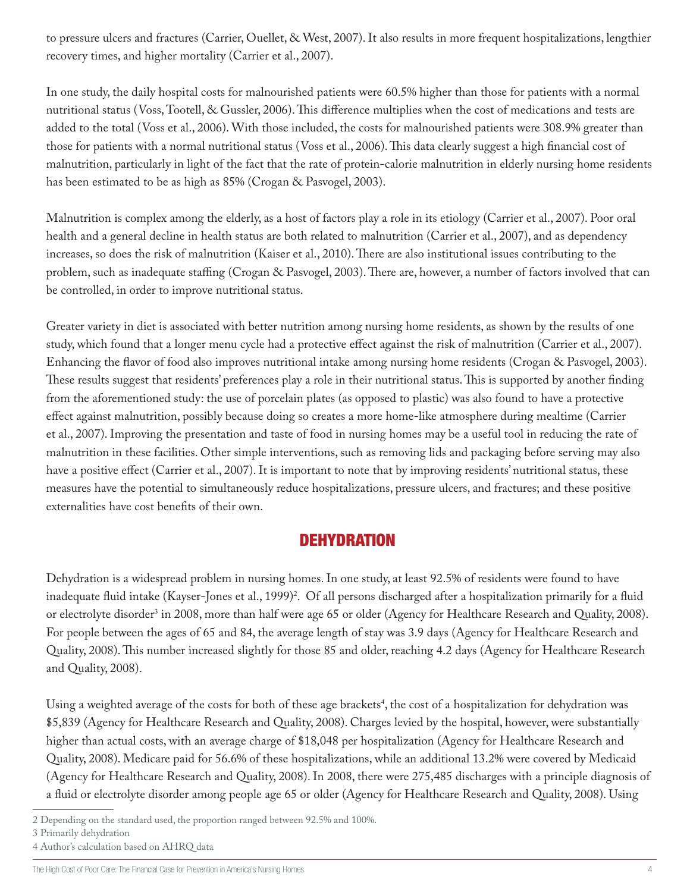to pressure ulcers and fractures (Carrier, Ouellet, & West, 2007). It also results in more frequent hospitalizations, lengthier recovery times, and higher mortality (Carrier et al., 2007).

In one study, the daily hospital costs for malnourished patients were 60.5% higher than those for patients with a normal nutritional status (Voss, Tootell, & Gussler, 2006). This difference multiplies when the cost of medications and tests are added to the total (Voss et al., 2006). With those included, the costs for malnourished patients were 308.9% greater than those for patients with a normal nutritional status (Voss et al., 2006). This data clearly suggest a high financial cost of malnutrition, particularly in light of the fact that the rate of protein-calorie malnutrition in elderly nursing home residents has been estimated to be as high as 85% (Crogan & Pasvogel, 2003).

Malnutrition is complex among the elderly, as a host of factors play a role in its etiology (Carrier et al., 2007). Poor oral health and a general decline in health status are both related to malnutrition (Carrier et al., 2007), and as dependency increases, so does the risk of malnutrition (Kaiser et al., 2010). There are also institutional issues contributing to the problem, such as inadequate staffing (Crogan & Pasvogel, 2003). There are, however, a number of factors involved that can be controlled, in order to improve nutritional status.

Greater variety in diet is associated with better nutrition among nursing home residents, as shown by the results of one study, which found that a longer menu cycle had a protective effect against the risk of malnutrition (Carrier et al., 2007). Enhancing the flavor of food also improves nutritional intake among nursing home residents (Crogan & Pasvogel, 2003). These results suggest that residents' preferences play a role in their nutritional status. This is supported by another finding from the aforementioned study: the use of porcelain plates (as opposed to plastic) was also found to have a protective effect against malnutrition, possibly because doing so creates a more home-like atmosphere during mealtime (Carrier et al., 2007). Improving the presentation and taste of food in nursing homes may be a useful tool in reducing the rate of malnutrition in these facilities. Other simple interventions, such as removing lids and packaging before serving may also have a positive effect (Carrier et al., 2007). It is important to note that by improving residents' nutritional status, these measures have the potential to simultaneously reduce hospitalizations, pressure ulcers, and fractures; and these positive externalities have cost benefits of their own.

## DEHYDRATION

Dehydration is a widespread problem in nursing homes. In one study, at least 92.5% of residents were found to have inadequate fluid intake (Kayser-Jones et al., 1999)[2]. Of all persons discharged after a hospitalization primarily for a fluid or electrolyte disorder[3] in 2008, more than half were age 65 or older (Agency for Healthcare Research and Quality, 2008). For people between the ages of 65 and 84, the average length of stay was 3.9 days (Agency for Healthcare Research and Quality, 2008). This number increased slightly for those 85 and older, reaching 4.2 days (Agency for Healthcare Research and Quality, 2008).

Using a weighted average of the costs for both of these age brackets[4], the cost of a hospitalization for dehydration was $5,839 (Agency for Healthcare Research and Quality, 2008). Charges levied by the hospital, however, were substantially higher than actual costs, with an average charge of $18,048 per hospitalization (Agency for Healthcare Research and Quality, 2008). Medicare paid for 56.6% of these hospitalizations, while an additional 13.2% were covered by Medicaid (Agency for Healthcare Research and Quality, 2008). In 2008, there were 275,485 discharges with a principle diagnosis of a fluid or electrolyte disorder among people age 65 or older (Agency for Healthcare Research and Quality, 2008). Using

2 Depending on the standard used, the proportion ranged between 92.5% and 100%.

3 Primarily dehydration

4 Author's calculation based on AHRQ data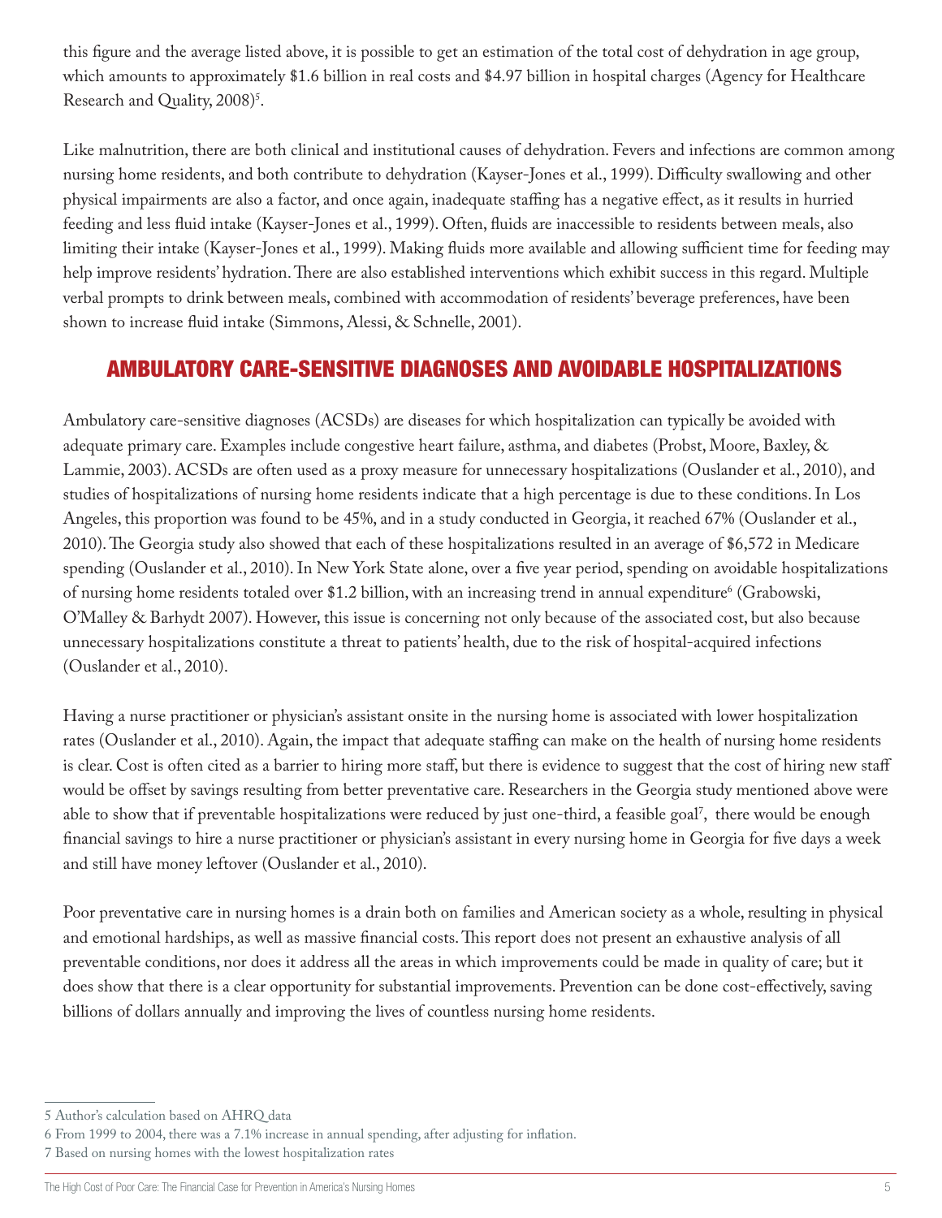this figure and the average listed above, it is possible to get an estimation of the total cost of dehydration in age group, which amounts to approximately $1.6 billion in real costs and $4.97 billion in hospital charges (Agency for Healthcare Research and Quality, 2008)[5].

Like malnutrition, there are both clinical and institutional causes of dehydration. Fevers and infections are common among nursing home residents, and both contribute to dehydration (Kayser-Jones et al., 1999). Difficulty swallowing and other physical impairments are also a factor, and once again, inadequate staffing has a negative effect, as it results in hurried feeding and less fluid intake (Kayser-Jones et al., 1999). Often, fluids are inaccessible to residents between meals, also limiting their intake (Kayser-Jones et al., 1999). Making fluids more available and allowing sufficient time for feeding may help improve residents' hydration. There are also established interventions which exhibit success in this regard. Multiple verbal prompts to drink between meals, combined with accommodation of residents' beverage preferences, have been shown to increase fluid intake (Simmons, Alessi, & Schnelle, 2001).

## AMBULATORY CARE-SENSITIVE DIAGNOSES AND AVOIDABLE HOSPITALIZATIONS

Ambulatory care-sensitive diagnoses (ACSDs) are diseases for which hospitalization can typically be avoided with adequate primary care. Examples include congestive heart failure, asthma, and diabetes (Probst, Moore, Baxley, & Lammie, 2003). ACSDs are often used as a proxy measure for unnecessary hospitalizations (Ouslander et al., 2010), and studies of hospitalizations of nursing home residents indicate that a high percentage is due to these conditions. In Los Angeles, this proportion was found to be 45%, and in a study conducted in Georgia, it reached 67% (Ouslander et al., 2010). The Georgia study also showed that each of these hospitalizations resulted in an average of $6,572 in Medicare spending (Ouslander et al., 2010). In New York State alone, over a five year period, spending on avoidable hospitalizations of nursing home residents totaled over $1.2 billion, with an increasing trend in annual expenditure[6] (Grabowski, O'Malley & Barhydt 2007). However, this issue is concerning not only because of the associated cost, but also because unnecessary hospitalizations constitute a threat to patients' health, due to the risk of hospital-acquired infections (Ouslander et al., 2010).

Having a nurse practitioner or physician's assistant onsite in the nursing home is associated with lower hospitalization rates (Ouslander et al., 2010). Again, the impact that adequate staffing can make on the health of nursing home residents is clear. Cost is often cited as a barrier to hiring more staff, but there is evidence to suggest that the cost of hiring new staff would be offset by savings resulting from better preventative care. Researchers in the Georgia study mentioned above were able to show that if preventable hospitalizations were reduced by just one-third, a feasible goal[7], there would be enough financial savings to hire a nurse practitioner or physician's assistant in every nursing home in Georgia for five days a week and still have money leftover (Ouslander et al., 2010).

Poor preventative care in nursing homes is a drain both on families and American society as a whole, resulting in physical and emotional hardships, as well as massive financial costs. This report does not present an exhaustive analysis of all preventable conditions, nor does it address all the areas in which improvements could be made in quality of care; but it does show that there is a clear opportunity for substantial improvements. Prevention can be done cost-effectively, saving billions of dollars annually and improving the lives of countless nursing home residents.

---

5 Author's calculation based on AHRQ data

6 From 1999 to 2004, there was a 7.1% increase in annual spending, after adjusting for inflation.

7 Based on nursing homes with the lowest hospitalization rates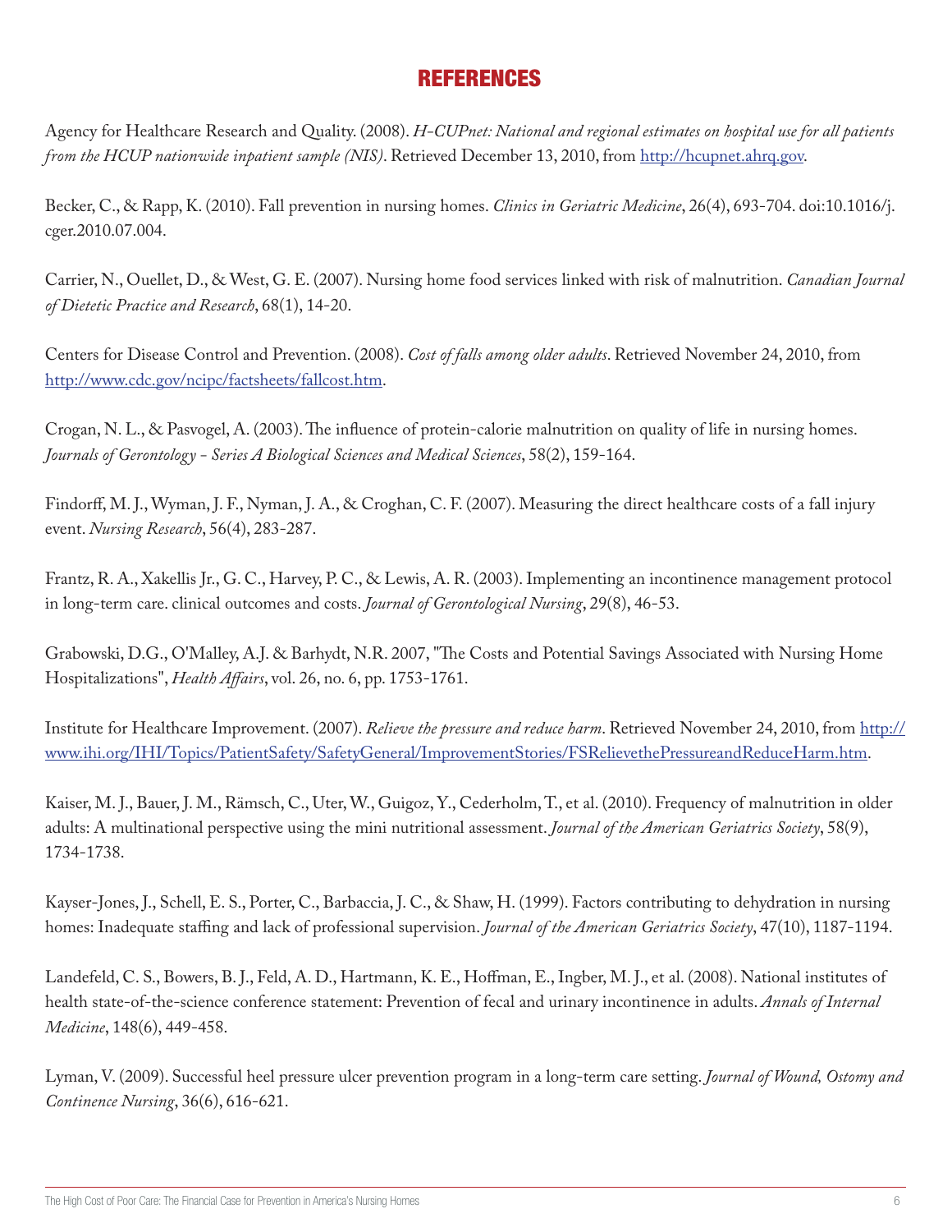# REFERENCES

Agency for Healthcare Research and Quality. (2008). *H-CUPnet: National and regional estimates on hospital use for all patients from the HCUP nationwide inpatient sample (NIS)*. Retrieved December 13, 2010, from http://hcupnet.ahrq.gov.

Becker, C., & Rapp, K. (2010). Fall prevention in nursing homes. *Clinics in Geriatric Medicine*, 26(4), 693-704. doi:10.1016/j.cger.2010.07.004.

Carrier, N., Ouellet, D., & West, G. E. (2007). Nursing home food services linked with risk of malnutrition. *Canadian Journal of Dietetic Practice and Research*, 68(1), 14-20.

Centers for Disease Control and Prevention. (2008). *Cost of falls among older adults*. Retrieved November 24, 2010, from http://www.cdc.gov/ncipc/factsheets/fallcost.htm.

Crogan, N. L., & Pasvogel, A. (2003). The influence of protein-calorie malnutrition on quality of life in nursing homes. *Journals of Gerontology - Series A Biological Sciences and Medical Sciences*, 58(2), 159-164.

Findorff, M. J., Wyman, J. F., Nyman, J. A., & Croghan, C. F. (2007). Measuring the direct healthcare costs of a fall injury event. *Nursing Research*, 56(4), 283-287.

Frantz, R. A., Xakellis Jr., G. C., Harvey, P. C., & Lewis, A. R. (2003). Implementing an incontinence management protocol in long-term care. clinical outcomes and costs. *Journal of Gerontological Nursing*, 29(8), 46-53.

Grabowski, D.G., O'Malley, A.J. & Barhydt, N.R. 2007, "The Costs and Potential Savings Associated with Nursing Home Hospitalizations", *Health Affairs*, vol. 26, no. 6, pp. 1753-1761.

Institute for Healthcare Improvement. (2007). *Relieve the pressure and reduce harm*. Retrieved November 24, 2010, from http://www.ihi.org/IHI/Topics/PatientSafety/SafetyGeneral/ImprovementStories/FSRelievethePressureandReduceHarm.htm.

Kaiser, M. J., Bauer, J. M., Rämsch, C., Uter, W., Guigoz, Y., Cederholm, T., et al. (2010). Frequency of malnutrition in older adults: A multinational perspective using the mini nutritional assessment. *Journal of the American Geriatrics Society*, 58(9), 1734-1738.

Kayser-Jones, J., Schell, E. S., Porter, C., Barbaccia, J. C., & Shaw, H. (1999). Factors contributing to dehydration in nursing homes: Inadequate staffing and lack of professional supervision. *Journal of the American Geriatrics Society*, 47(10), 1187-1194.

Landefeld, C. S., Bowers, B. J., Feld, A. D., Hartmann, K. E., Hoffman, E., Ingber, M. J., et al. (2008). National institutes of health state-of-the-science conference statement: Prevention of fecal and urinary incontinence in adults. *Annals of Internal Medicine*, 148(6), 449-458.

Lyman, V. (2009). Successful heel pressure ulcer prevention program in a long-term care setting. *Journal of Wound, Ostomy and Continence Nursing*, 36(6), 616-621.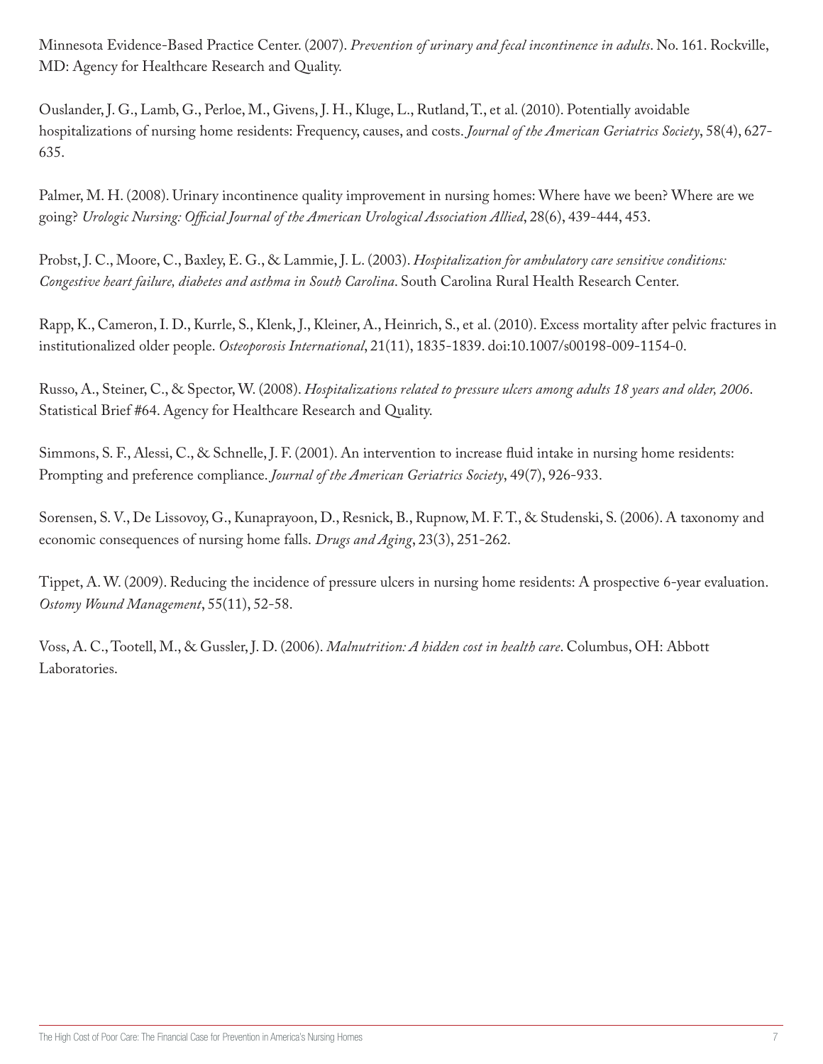Minnesota Evidence-Based Practice Center. (2007). *Prevention of urinary and fecal incontinence in adults*. No. 161. Rockville, MD: Agency for Healthcare Research and Quality.

Ouslander, J. G., Lamb, G., Perloe, M., Givens, J. H., Kluge, L., Rutland, T., et al. (2010). Potentially avoidable hospitalizations of nursing home residents: Frequency, causes, and costs. *Journal of the American Geriatrics Society*, 58(4), 627-635.

Palmer, M. H. (2008). Urinary incontinence quality improvement in nursing homes: Where have we been? Where are we going? *Urologic Nursing: Official Journal of the American Urological Association Allied*, 28(6), 439-444, 453.

Probst, J. C., Moore, C., Baxley, E. G., & Lammie, J. L. (2003). *Hospitalization for ambulatory care sensitive conditions: Congestive heart failure, diabetes and asthma in South Carolina*. South Carolina Rural Health Research Center.

Rapp, K., Cameron, I. D., Kurrle, S., Klenk, J., Kleiner, A., Heinrich, S., et al. (2010). Excess mortality after pelvic fractures in institutionalized older people. *Osteoporosis International*, 21(11), 1835-1839. doi:10.1007/s00198-009-1154-0.

Russo, A., Steiner, C., & Spector, W. (2008). *Hospitalizations related to pressure ulcers among adults 18 years and older, 2006*. Statistical Brief #64. Agency for Healthcare Research and Quality.

Simmons, S. F., Alessi, C., & Schnelle, J. F. (2001). An intervention to increase fluid intake in nursing home residents: Prompting and preference compliance. *Journal of the American Geriatrics Society*, 49(7), 926-933.

Sorensen, S. V., De Lissovoy, G., Kunaprayoon, D., Resnick, B., Rupnow, M. F. T., & Studenski, S. (2006). A taxonomy and economic consequences of nursing home falls. *Drugs and Aging*, 23(3), 251-262.

Tippet, A. W. (2009). Reducing the incidence of pressure ulcers in nursing home residents: A prospective 6-year evaluation. *Ostomy Wound Management*, 55(11), 52-58.

Voss, A. C., Tootell, M., & Gussler, J. D. (2006). *Malnutrition: A hidden cost in health care*. Columbus, OH: Abbott Laboratories.